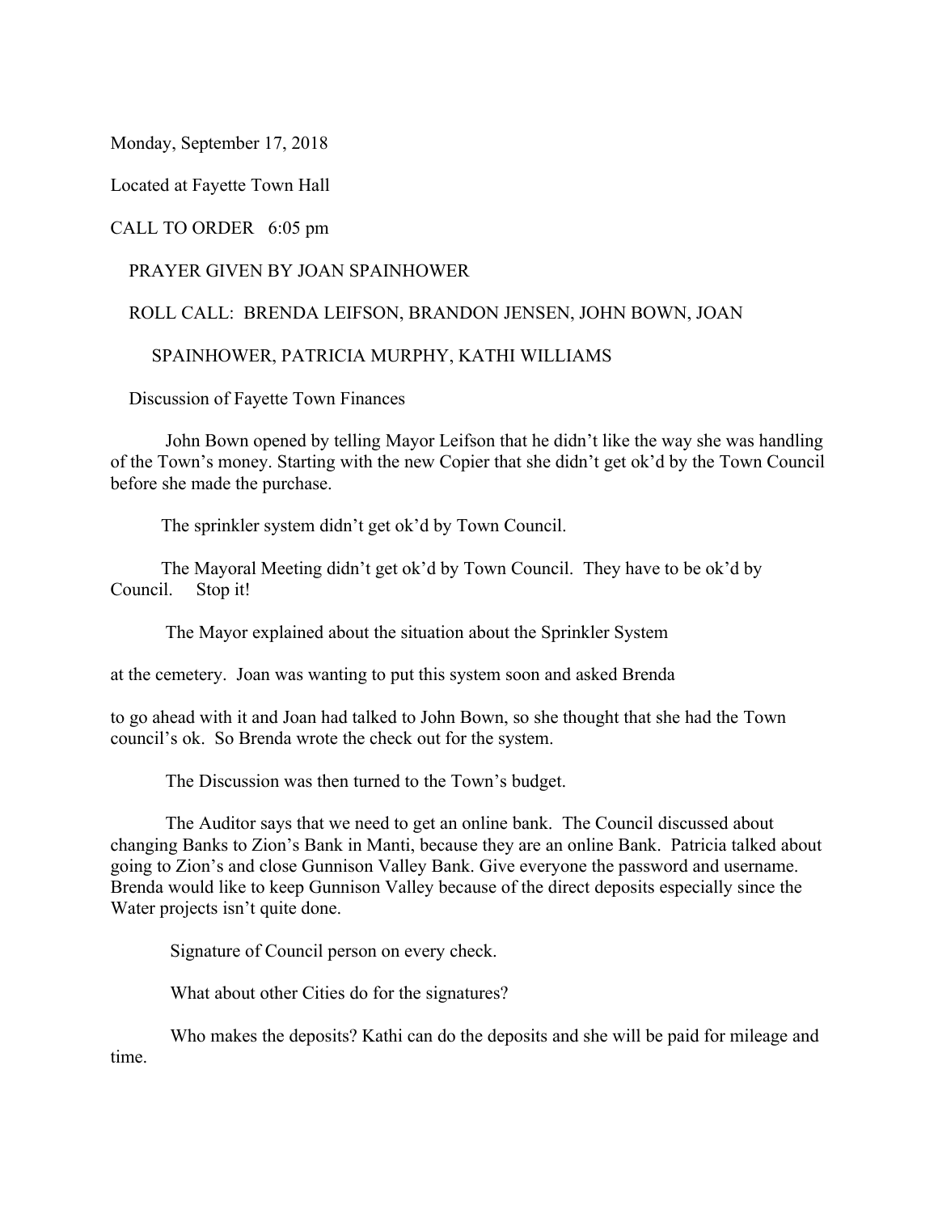Monday, September 17, 2018

Located at Fayette Town Hall

CALL TO ORDER 6:05 pm

PRAYER GIVEN BY JOAN SPAINHOWER

ROLL CALL: BRENDA LEIFSON, BRANDON JENSEN, JOHN BOWN, JOAN SPAINHOWER, PATRICIA MURPHY, KATHI WILLIAMS

Discussion of Fayette Town Finances

John Bown opened by telling Mayor Leifson that he didn't like the way she was handling of the Town's money. Starting with the new Copier that she didn't get ok'd by the Town Council before she made the purchase.

The sprinkler system didn't get ok'd by Town Council.

The Mayoral Meeting didn't get ok'd by Town Council. They have to be ok'd by Council. Stop it!

The Mayor explained about the situation about the Sprinkler System at the cemetery. Joan was wanting to put this system soon and asked Brenda to go ahead with it and Joan had talked to John Bown, so she thought that she had the Town council's ok. So Brenda wrote the check out for the system.

The Discussion was then turned to the Town's budget.

The Auditor says that we need to get an online bank. The Council discussed about changing Banks to Zion's Bank in Manti, because they are an online Bank. Patricia talked about going to Zion's and close Gunnison Valley Bank. Give everyone the password and username. Brenda would like to keep Gunnison Valley because of the direct deposits especially since the Water projects isn't quite done.

Signature of Council person on every check.

What about other Cities do for the signatures?

Who makes the deposits? Kathi can do the deposits and she will be paid for mileage and time.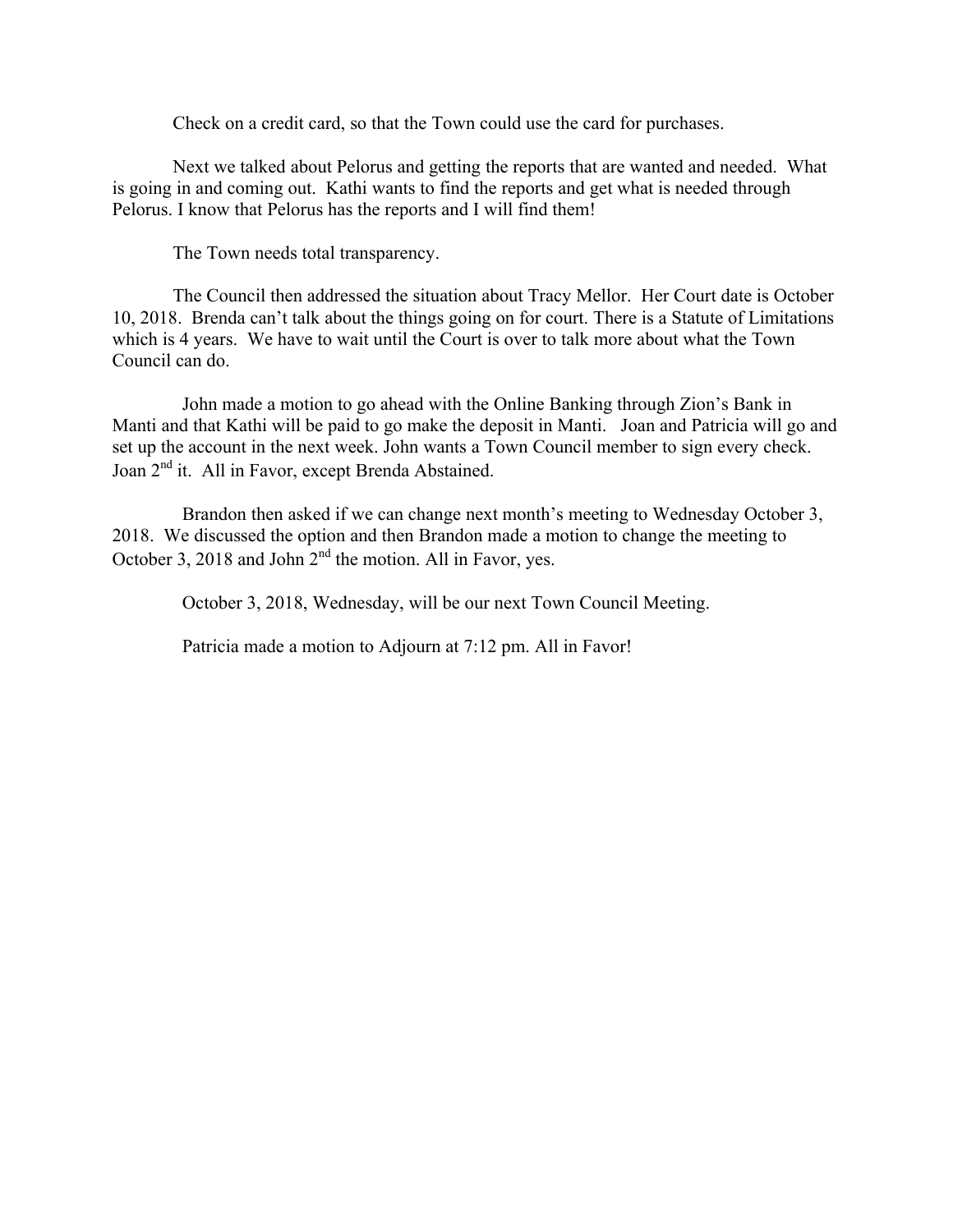Check on a credit card, so that the Town could use the card for purchases.

Next we talked about Pelorus and getting the reports that are wanted and needed. What is going in and coming out. Kathi wants to find the reports and get what is needed through Pelorus. I know that Pelorus has the reports and I will find them!

The Town needs total transparency.

The Council then addressed the situation about Tracy Mellor. Her Court date is October 10, 2018. Brenda can't talk about the things going on for court. There is a Statute of Limitations which is 4 years. We have to wait until the Court is over to talk more about what the Town Council can do.

John made a motion to go ahead with the Online Banking through Zion's Bank in Manti and that Kathi will be paid to go make the deposit in Manti. Joan and Patricia will go and set up the account in the next week. John wants a Town Council member to sign every check. Joan 2nd it. All in Favor, except Brenda Abstained.

Brandon then asked if we can change next month's meeting to Wednesday October 3, 2018. We discussed the option and then Brandon made a motion to change the meeting to October 3, 2018 and John 2nd the motion. All in Favor, yes.

October 3, 2018, Wednesday, will be our next Town Council Meeting.

Patricia made a motion to Adjourn at 7:12 pm. All in Favor!